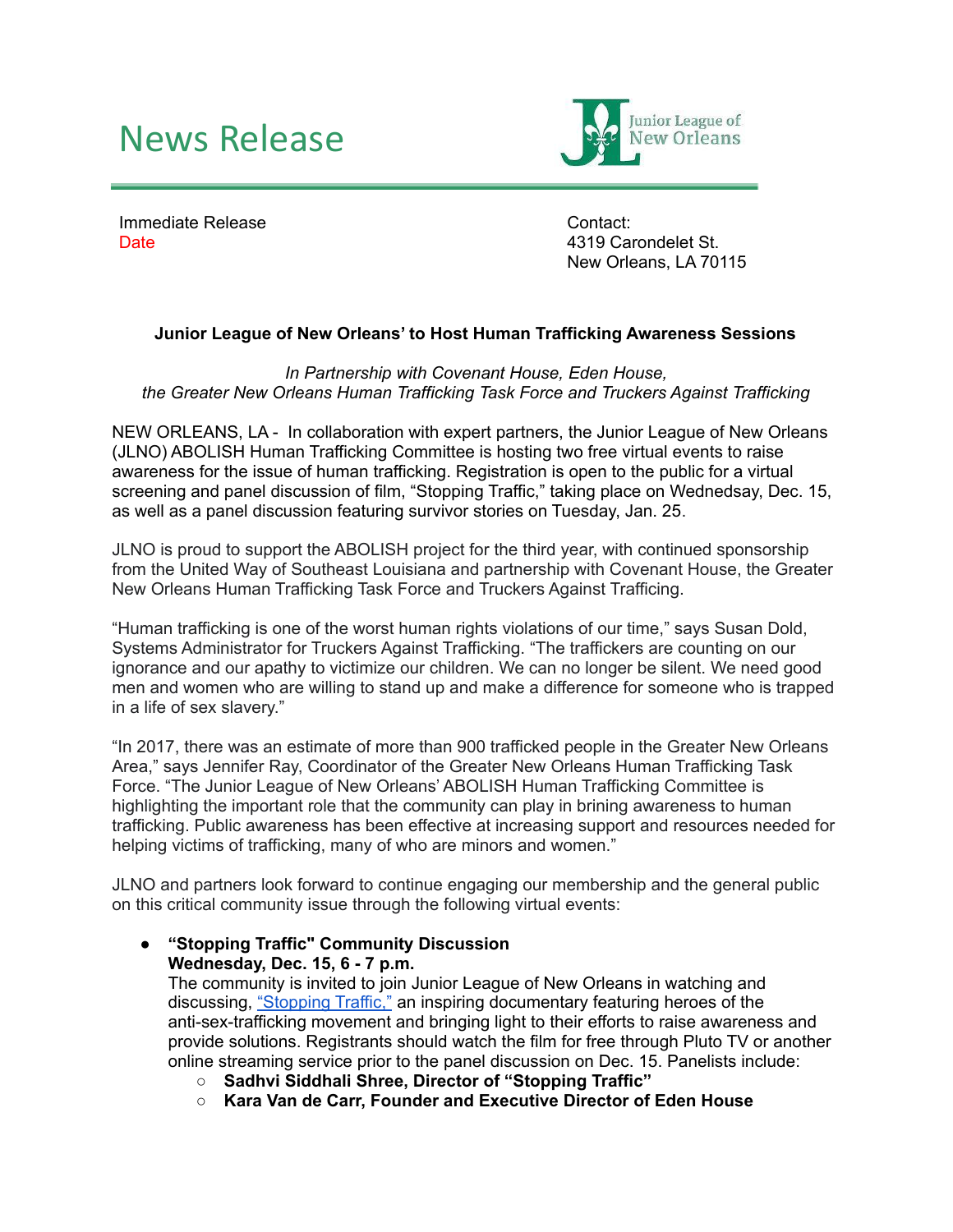# News Release

Junior League of New Orleans

Immediate Release
Date

Contact:
4319 Carondelet St.
New Orleans, LA 70115

**Junior League of New Orleans' to Host Human Trafficking Awareness Sessions**

*In Partnership with Covenant House, Eden House, the Greater New Orleans Human Trafficking Task Force and Truckers Against Trafficking*

NEW ORLEANS, LA - In collaboration with expert partners, the Junior League of New Orleans (JLNO) ABOLISH Human Trafficking Committee is hosting two free virtual events to raise awareness for the issue of human trafficking. Registration is open to the public for a virtual screening and panel discussion of film, "Stopping Traffic," taking place on Wednesday, Dec. 15, as well as a panel discussion featuring survivor stories on Tuesday, Jan. 25.

JLNO is proud to support the ABOLISH project for the third year, with continued sponsorship from the United Way of Southeast Louisiana and partnership with Covenant House, the Greater New Orleans Human Trafficking Task Force and Truckers Against Trafficking.

"Human trafficking is one of the worst human rights violations of our time," says Susan Dold, Systems Administrator for Truckers Against Trafficking. "The traffickers are counting on our ignorance and our apathy to victimize our children. We can no longer be silent. We need good men and women who are willing to stand up and make a difference for someone who is trapped in a life of sex slavery."

"In 2017, there was an estimate of more than 900 trafficked people in the Greater New Orleans Area," says Jennifer Ray, Coordinator of the Greater New Orleans Human Trafficking Task Force. "The Junior League of New Orleans' ABOLISH Human Trafficking Committee is highlighting the important role that the community can play in brining awareness to human trafficking. Public awareness has been effective at increasing support and resources needed for helping victims of trafficking, many of who are minors and women."

JLNO and partners look forward to continue engaging our membership and the general public on this critical community issue through the following virtual events:

- **"Stopping Traffic" Community Discussion**
  **Wednesday, Dec. 15, 6 - 7 p.m.**
  The community is invited to join Junior League of New Orleans in watching and discussing, "Stopping Traffic," an inspiring documentary featuring heroes of the anti-sex-trafficking movement and bringing light to their efforts to raise awareness and provide solutions. Registrants should watch the film for free through Pluto TV or another online streaming service prior to the panel discussion on Dec. 15. Panelists include:
  - **Sadhvi Siddhali Shree, Director of "Stopping Traffic"**
  - **Kara Van de Carr, Founder and Executive Director of Eden House**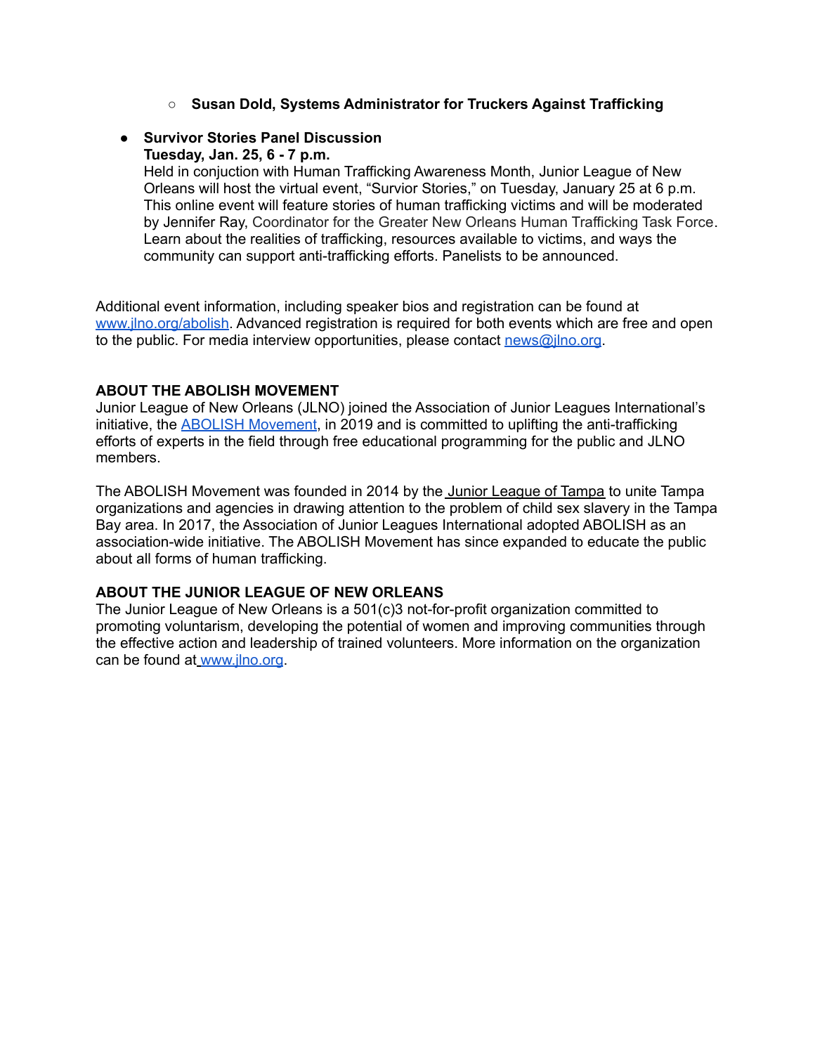- **Susan Dold, Systems Administrator for Truckers Against Trafficking**

- **Survivor Stories Panel Discussion**
  **Tuesday, Jan. 25, 6 - 7 p.m.**
  Held in conjuction with Human Trafficking Awareness Month, Junior League of New Orleans will host the virtual event, "Survior Stories," on Tuesday, January 25 at 6 p.m. This online event will feature stories of human trafficking victims and will be moderated by Jennifer Ray, Coordinator for the Greater New Orleans Human Trafficking Task Force. Learn about the realities of trafficking, resources available to victims, and ways the community can support anti-trafficking efforts. Panelists to be announced.

Additional event information, including speaker bios and registration can be found at [www.jlno.org/abolish](www.jlno.org/abolish). Advanced registration is required for both events which are free and open to the public. For media interview opportunities, please contact [news@jlno.org](mailto:news@jlno.org).

**ABOUT THE ABOLISH MOVEMENT**
Junior League of New Orleans (JLNO) joined the Association of Junior Leagues International's initiative, the ABOLISH Movement, in 2019 and is committed to uplifting the anti-trafficking efforts of experts in the field through free educational programming for the public and JLNO members.

The ABOLISH Movement was founded in 2014 by the Junior League of Tampa to unite Tampa organizations and agencies in drawing attention to the problem of child sex slavery in the Tampa Bay area. In 2017, the Association of Junior Leagues International adopted ABOLISH as an association-wide initiative. The ABOLISH Movement has since expanded to educate the public about all forms of human trafficking.

**ABOUT THE JUNIOR LEAGUE OF NEW ORLEANS**
The Junior League of New Orleans is a 501(c)3 not-for-profit organization committed to promoting voluntarism, developing the potential of women and improving communities through the effective action and leadership of trained volunteers. More information on the organization can be found at [www.jlno.org](www.jlno.org).